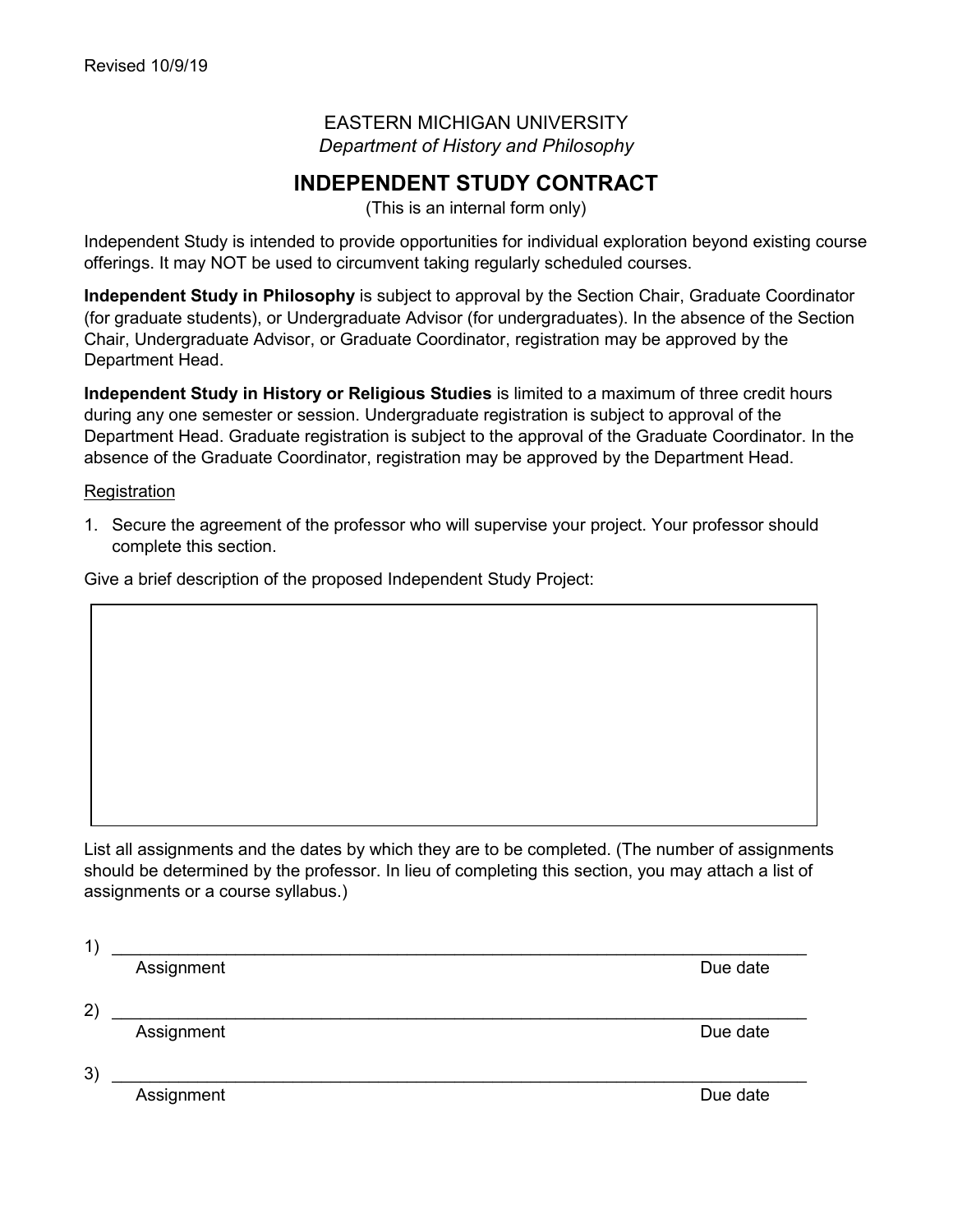Revised 10/9/19

EASTERN MICHIGAN UNIVERSITY

*Department of History and Philosophy*

# INDEPENDENT STUDY CONTRACT

(This is an internal form only)

Independent Study is intended to provide opportunities for individual exploration beyond existing course offerings. It may NOT be used to circumvent taking regularly scheduled courses.

**Independent Study in Philosophy** is subject to approval by the Section Chair, Graduate Coordinator (for graduate students), or Undergraduate Advisor (for undergraduates). In the absence of the Section Chair, Undergraduate Advisor, or Graduate Coordinator, registration may be approved by the Department Head.

**Independent Study in History or Religious Studies** is limited to a maximum of three credit hours during any one semester or session. Undergraduate registration is subject to approval of the Department Head. Graduate registration is subject to the approval of the Graduate Coordinator. In the absence of the Graduate Coordinator, registration may be approved by the Department Head.

Registration

1. Secure the agreement of the professor who will supervise your project. Your professor should complete this section.

Give a brief description of the proposed Independent Study Project:

| |
|---|
| |

List all assignments and the dates by which they are to be completed. (The number of assignments should be determined by the professor. In lieu of completing this section, you may attach a list of assignments or a course syllabus.)

1) ______________________________________________________________________

Assignment Due date

2) ______________________________________________________________________

Assignment Due date

3) ______________________________________________________________________

Assignment Due date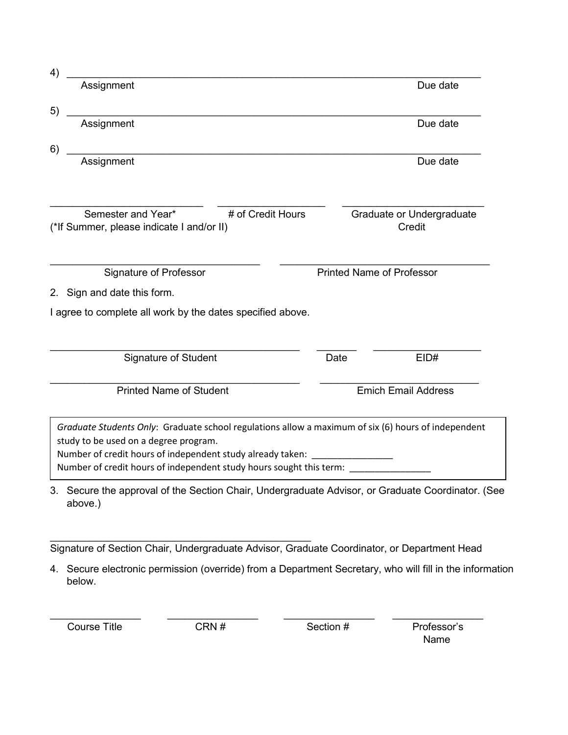4) ________________________________________________________________________
Assignment                                                                                                   Due date

5) ________________________________________________________________________
Assignment                                                                                                   Due date

6) ________________________________________________________________________
Assignment                                                                                                   Due date

__________________________ ____________________ ___________________________
Semester and Year* (*If Summer, please indicate I and/or II) | # of Credit Hours | Graduate or Undergraduate Credit

____________________________________ ____________________________________
Signature of Professor | Printed Name of Professor

2. Sign and date this form.

I agree to complete all work by the dates specified above.

___________________________________________ _______ __________________
Signature of Student | Date | EID#

___________________________________________ ___________________________
Printed Name of Student | Emich Email Address

> *Graduate Students Only*: Graduate school regulations allow a maximum of six (6) hours of independent study to be used on a degree program.
> Number of credit hours of independent study already taken: _______________
> Number of credit hours of independent study hours sought this term: _______________

3. Secure the approval of the Section Chair, Undergraduate Advisor, or Graduate Coordinator. (See above.)

_____________________________________________
Signature of Section Chair, Undergraduate Advisor, Graduate Coordinator, or Department Head

4. Secure electronic permission (override) from a Department Secretary, who will fill in the information below.

________________ ________________ ________________ ________________
Course Title | CRN # | Section # | Professor's Name